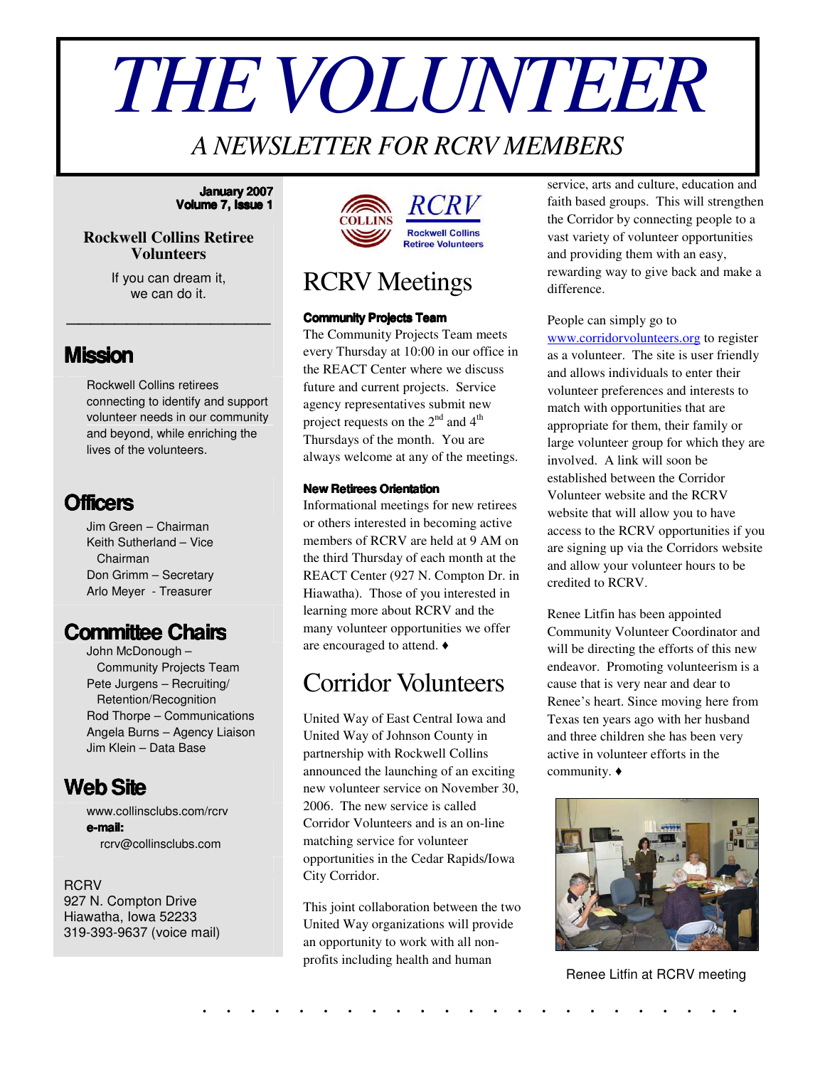# THE VOLUNTEER

*A NEWSLETTER FOR RCRV MEMBERS*

**January 2007**
**Volume 7, Issue 1**

**Rockwell Collins Retiree Volunteers**

If you can dream it,
we can do it.

## Mission

Rockwell Collins retirees connecting to identify and support volunteer needs in our community and beyond, while enriching the lives of the volunteers.

## Officers

Jim Green – Chairman
Keith Sutherland – Vice Chairman
Don Grimm – Secretary
Arlo Meyer - Treasurer

## Committee Chairs

John McDonough – Community Projects Team
Pete Jurgens – Recruiting/ Retention/Recognition
Rod Thorpe – Communications
Angela Burns – Agency Liaison
Jim Klein – Data Base

## Web Site

www.collinsclubs.com/rcrv
**e-mail:**
rcrv@collinsclubs.com

RCRV
927 N. Compton Drive
Hiawatha, Iowa 52233
319-393-9637 (voice mail)

# RCRV Meetings

### Community Projects Team

The Community Projects Team meets every Thursday at 10:00 in our office in the REACT Center where we discuss future and current projects. Service agency representatives submit new project requests on the 2nd and 4th Thursdays of the month. You are always welcome at any of the meetings.

### New Retirees Orientation

Informational meetings for new retirees or others interested in becoming active members of RCRV are held at 9 AM on the third Thursday of each month at the REACT Center (927 N. Compton Dr. in Hiawatha). Those of you interested in learning more about RCRV and the many volunteer opportunities we offer are encouraged to attend. ♦

# Corridor Volunteers

United Way of East Central Iowa and United Way of Johnson County in partnership with Rockwell Collins announced the launching of an exciting new volunteer service on November 30, 2006. The new service is called Corridor Volunteers and is an on-line matching service for volunteer opportunities in the Cedar Rapids/Iowa City Corridor.

This joint collaboration between the two United Way organizations will provide an opportunity to work with all non-profits including health and human service, arts and culture, education and faith based groups. This will strengthen the Corridor by connecting people to a vast variety of volunteer opportunities and providing them with an easy, rewarding way to give back and make a difference.

People can simply go to www.corridorvolunteers.org to register as a volunteer. The site is user friendly and allows individuals to enter their volunteer preferences and interests to match with opportunities that are appropriate for them, their family or large volunteer group for which they are involved. A link will soon be established between the Corridor Volunteer website and the RCRV website that will allow you to have access to the RCRV opportunities if you are signing up via the Corridors website and allow your volunteer hours to be credited to RCRV.

Renee Litfin has been appointed Community Volunteer Coordinator and will be directing the efforts of this new endeavor. Promoting volunteerism is a cause that is very near and dear to Renee's heart. Since moving here from Texas ten years ago with her husband and three children she has been very active in volunteer efforts in the community. ♦

Renee Litfin at RCRV meeting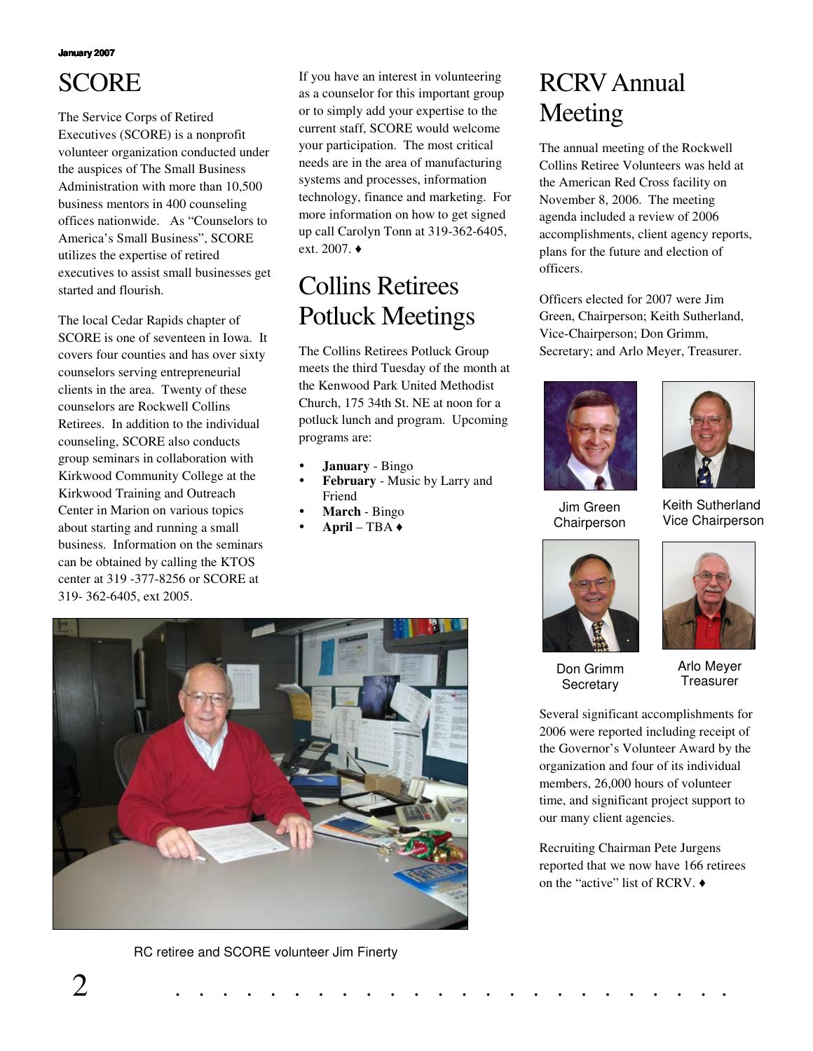# SCORE

The Service Corps of Retired Executives (SCORE) is a nonprofit volunteer organization conducted under the auspices of The Small Business Administration with more than 10,500 business mentors in 400 counseling offices nationwide. As "Counselors to America's Small Business", SCORE utilizes the expertise of retired executives to assist small businesses get started and flourish.

The local Cedar Rapids chapter of SCORE is one of seventeen in Iowa. It covers four counties and has over sixty counselors serving entrepreneurial clients in the area. Twenty of these counselors are Rockwell Collins Retirees. In addition to the individual counseling, SCORE also conducts group seminars in collaboration with Kirkwood Community College at the Kirkwood Training and Outreach Center in Marion on various topics about starting and running a small business. Information on the seminars can be obtained by calling the KTOS center at 319 -377-8256 or SCORE at 319- 362-6405, ext 2005.

If you have an interest in volunteering as a counselor for this important group or to simply add your expertise to the current staff, SCORE would welcome your participation. The most critical needs are in the area of manufacturing systems and processes, information technology, finance and marketing. For more information on how to get signed up call Carolyn Tonn at 319-362-6405, ext. 2007. ♦

RC retiree and SCORE volunteer Jim Finerty

# Collins Retirees Potluck Meetings

The Collins Retirees Potluck Group meets the third Tuesday of the month at the Kenwood Park United Methodist Church, 175 34th St. NE at noon for a potluck lunch and program. Upcoming programs are:

- **January** - Bingo
- **February** - Music by Larry and Friend
- **March** - Bingo
- **April** – TBA ♦

# RCRV Annual Meeting

The annual meeting of the Rockwell Collins Retiree Volunteers was held at the American Red Cross facility on November 8, 2006. The meeting agenda included a review of 2006 accomplishments, client agency reports, plans for the future and election of officers.

Officers elected for 2007 were Jim Green, Chairperson; Keith Sutherland, Vice-Chairperson; Don Grimm, Secretary; and Arlo Meyer, Treasurer.

Jim Green
Chairperson

Keith Sutherland
Vice Chairperson

Don Grimm
Secretary

Arlo Meyer
Treasurer

Several significant accomplishments for 2006 were reported including receipt of the Governor's Volunteer Award by the organization and four of its individual members, 26,000 hours of volunteer time, and significant project support to our many client agencies.

Recruiting Chairman Pete Jurgens reported that we now have 166 retirees on the "active" list of RCRV. ♦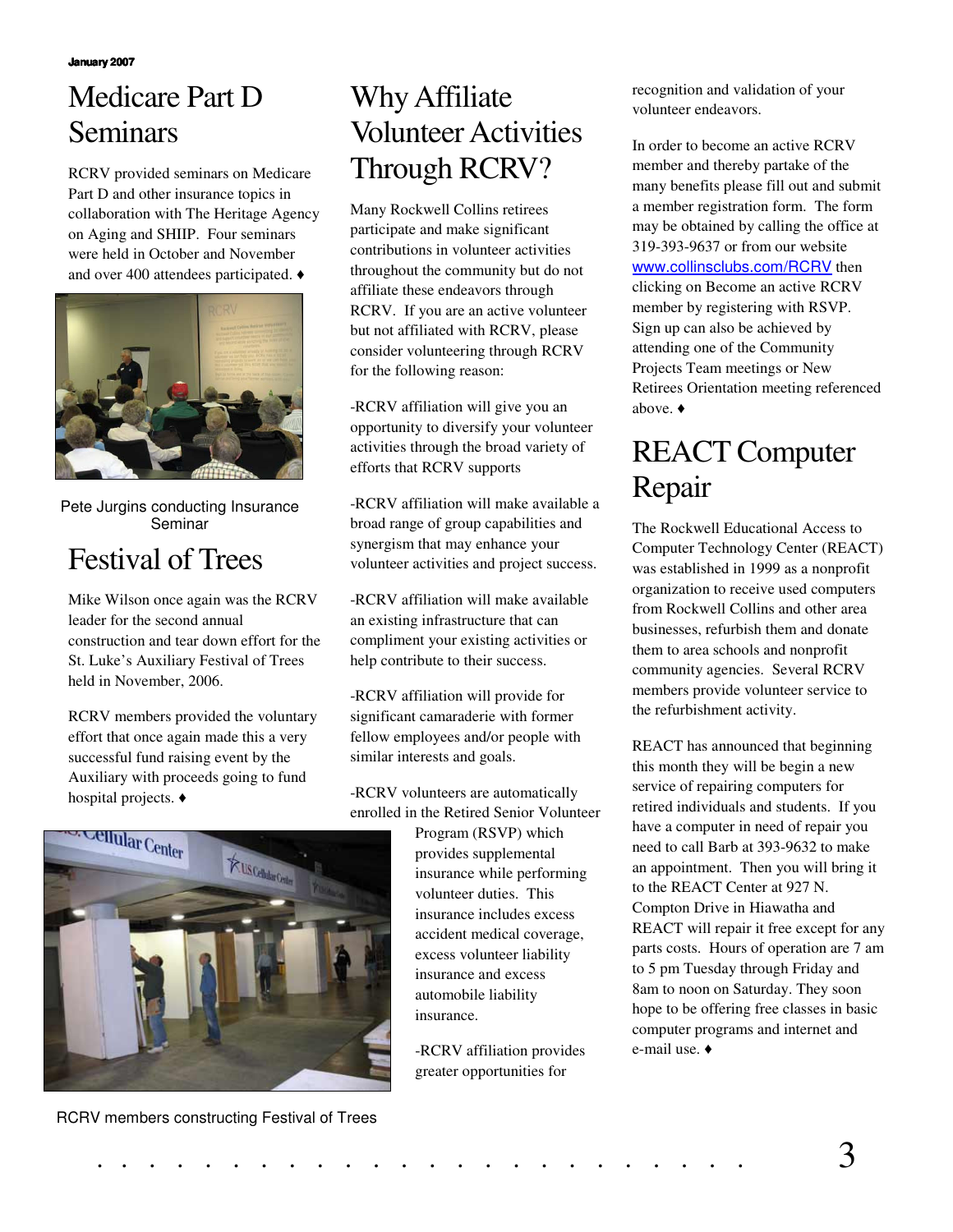# Medicare Part D Seminars

RCRV provided seminars on Medicare Part D and other insurance topics in collaboration with The Heritage Agency on Aging and SHIIP. Four seminars were held in October and November and over 400 attendees participated. ♦

Pete Jurgins conducting Insurance Seminar

# Festival of Trees

Mike Wilson once again was the RCRV leader for the second annual construction and tear down effort for the St. Luke's Auxiliary Festival of Trees held in November, 2006.

RCRV members provided the voluntary effort that once again made this a very successful fund raising event by the Auxiliary with proceeds going to fund hospital projects. ♦

RCRV members constructing Festival of Trees

# Why Affiliate Volunteer Activities Through RCRV?

Many Rockwell Collins retirees participate and make significant contributions in volunteer activities throughout the community but do not affiliate these endeavors through RCRV. If you are an active volunteer but not affiliated with RCRV, please consider volunteering through RCRV for the following reason:

-RCRV affiliation will give you an opportunity to diversify your volunteer activities through the broad variety of efforts that RCRV supports

-RCRV affiliation will make available a broad range of group capabilities and synergism that may enhance your volunteer activities and project success.

-RCRV affiliation will make available an existing infrastructure that can compliment your existing activities or help contribute to their success.

-RCRV affiliation will provide for significant camaraderie with former fellow employees and/or people with similar interests and goals.

-RCRV volunteers are automatically enrolled in the Retired Senior Volunteer Program (RSVP) which provides supplemental insurance while performing volunteer duties. This insurance includes excess accident medical coverage, excess volunteer liability insurance and excess automobile liability insurance.

-RCRV affiliation provides greater opportunities for recognition and validation of your volunteer endeavors.

In order to become an active RCRV member and thereby partake of the many benefits please fill out and submit a member registration form. The form may be obtained by calling the office at 319-393-9637 or from our website www.collinsclubs.com/RCRV then clicking on Become an active RCRV member by registering with RSVP. Sign up can also be achieved by attending one of the Community Projects Team meetings or New Retirees Orientation meeting referenced above. ♦

# REACT Computer Repair

The Rockwell Educational Access to Computer Technology Center (REACT) was established in 1999 as a nonprofit organization to receive used computers from Rockwell Collins and other area businesses, refurbish them and donate them to area schools and nonprofit community agencies. Several RCRV members provide volunteer service to the refurbishment activity.

REACT has announced that beginning this month they will be begin a new service of repairing computers for retired individuals and students. If you have a computer in need of repair you need to call Barb at 393-9632 to make an appointment. Then you will bring it to the REACT Center at 927 N. Compton Drive in Hiawatha and REACT will repair it free except for any parts costs. Hours of operation are 7 am to 5 pm Tuesday through Friday and 8am to noon on Saturday. They soon hope to be offering free classes in basic computer programs and internet and e-mail use. ♦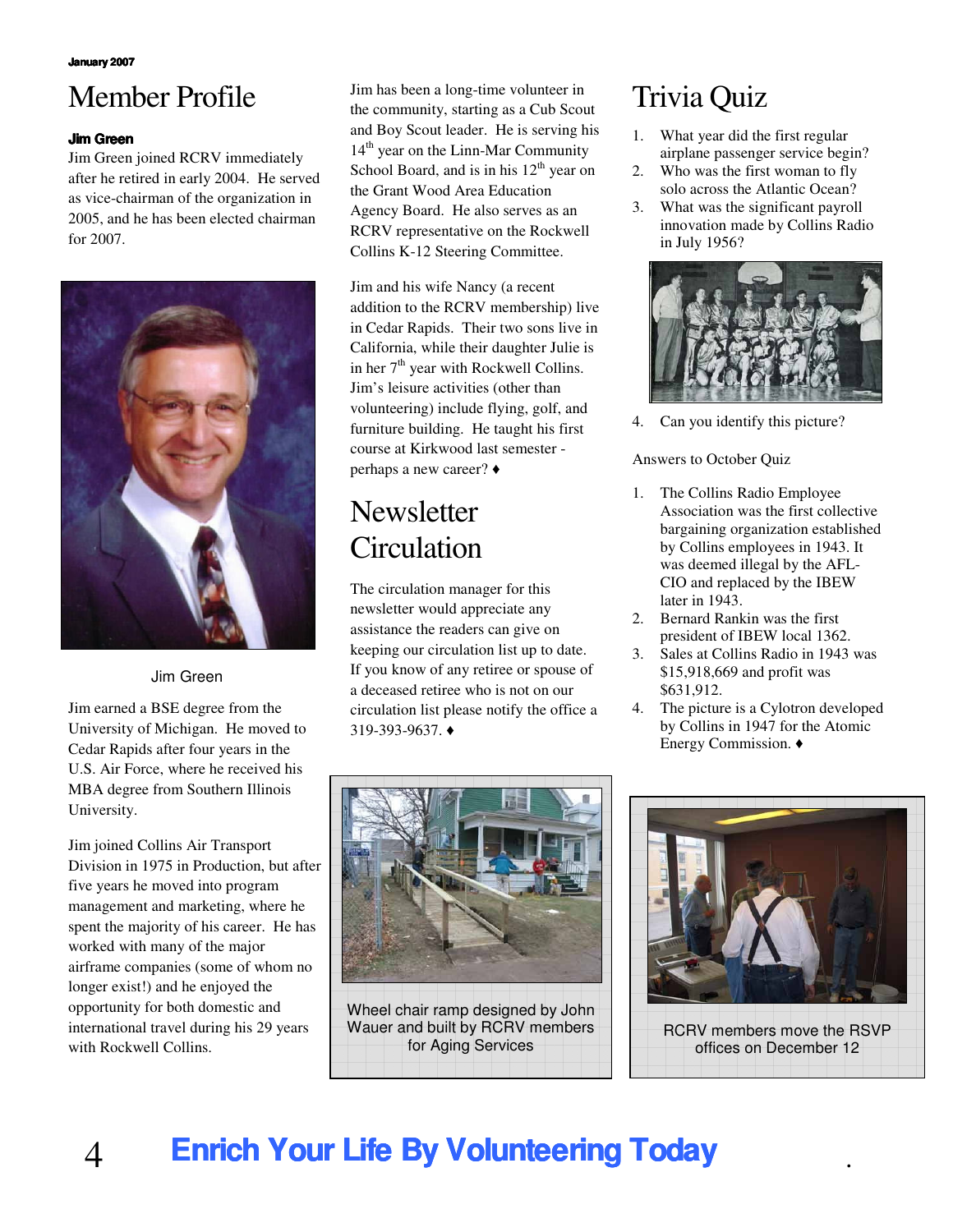# Member Profile

**Jim Green**

Jim Green joined RCRV immediately after he retired in early 2004. He served as vice-chairman of the organization in 2005, and he has been elected chairman for 2007.

Jim Green

Jim earned a BSE degree from the University of Michigan. He moved to Cedar Rapids after four years in the U.S. Air Force, where he received his MBA degree from Southern Illinois University.

Jim joined Collins Air Transport Division in 1975 in Production, but after five years he moved into program management and marketing, where he spent the majority of his career. He has worked with many of the major airframe companies (some of whom no longer exist!) and he enjoyed the opportunity for both domestic and international travel during his 29 years with Rockwell Collins.

Jim has been a long-time volunteer in the community, starting as a Cub Scout and Boy Scout leader. He is serving his 14th year on the Linn-Mar Community School Board, and is in his 12th year on the Grant Wood Area Education Agency Board. He also serves as an RCRV representative on the Rockwell Collins K-12 Steering Committee.

Jim and his wife Nancy (a recent addition to the RCRV membership) live in Cedar Rapids. Their two sons live in California, while their daughter Julie is in her 7th year with Rockwell Collins. Jim's leisure activities (other than volunteering) include flying, golf, and furniture building. He taught his first course at Kirkwood last semester - perhaps a new career? ♦

# Newsletter Circulation

The circulation manager for this newsletter would appreciate any assistance the readers can give on keeping our circulation list up to date. If you know of any retiree or spouse of a deceased retiree who is not on our circulation list please notify the office a 319-393-9637. ♦

Wheel chair ramp designed by John Wauer and built by RCRV members for Aging Services

# Trivia Quiz

1. What year did the first regular airplane passenger service begin?
2. Who was the first woman to fly solo across the Atlantic Ocean?
3. What was the significant payroll innovation made by Collins Radio in July 1956?
4. Can you identify this picture?

Answers to October Quiz

1. The Collins Radio Employee Association was the first collective bargaining organization established by Collins employees in 1943. It was deemed illegal by the AFL-CIO and replaced by the IBEW later in 1943.
2. Bernard Rankin was the first president of IBEW local 1362.
3. Sales at Collins Radio in 1943 was $15,918,669 and profit was $631,912.
4. The picture is a Cylotron developed by Collins in 1947 for the Atomic Energy Commission. ♦

RCRV members move the RSVP offices on December 12

**Enrich Your Life By Volunteering Today**